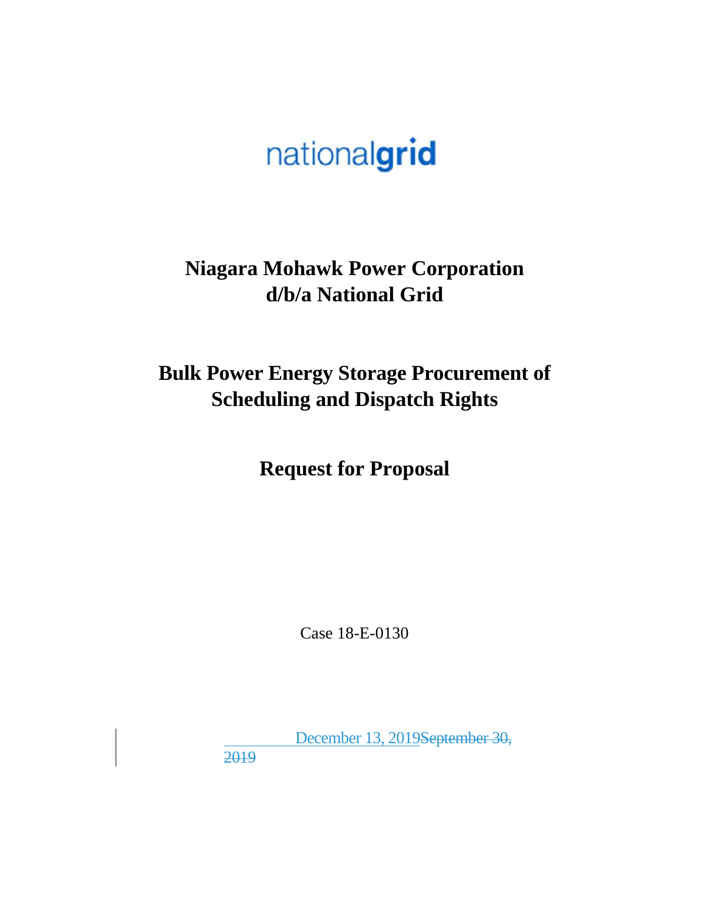nationalgrid

# Niagara Mohawk Power Corporation d/b/a National Grid

# Bulk Power Energy Storage Procurement of Scheduling and Dispatch Rights

# Request for Proposal

Case 18-E-0130

December 13, 2019~~September 30, 2019~~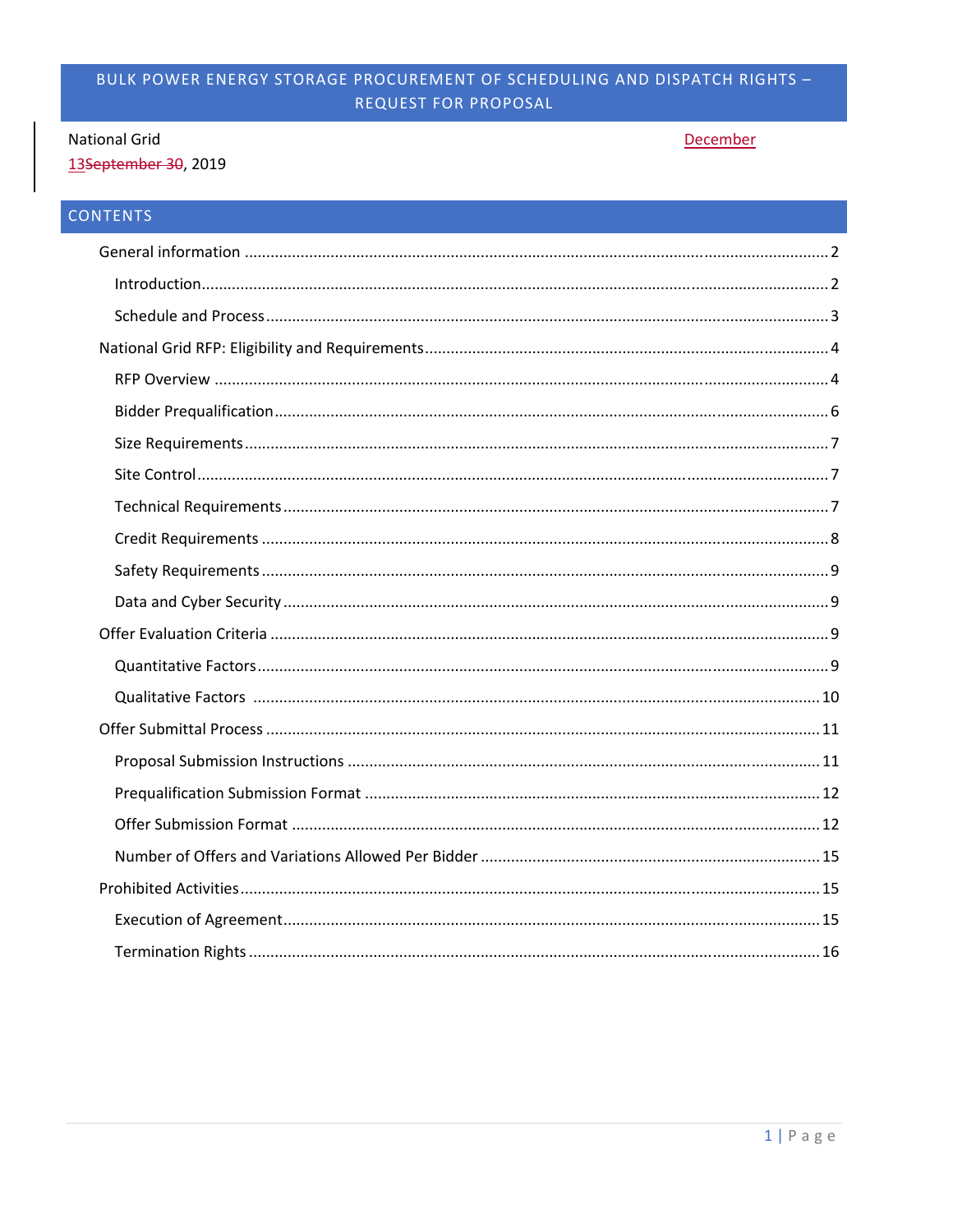# BULK POWER ENERGY STORAGE PROCUREMENT OF SCHEDULING AND DISPATCH RIGHTS – REQUEST FOR PROPOSAL

National Grid December 13~~September 30~~, 2019

## CONTENTS

General information ..... 2

- Introduction ..... 2
- Schedule and Process ..... 3

National Grid RFP: Eligibility and Requirements ..... 4

- RFP Overview ..... 4
- Bidder Prequalification ..... 6
- Size Requirements ..... 7
- Site Control ..... 7
- Technical Requirements ..... 7
- Credit Requirements ..... 8
- Safety Requirements ..... 9
- Data and Cyber Security ..... 9

Offer Evaluation Criteria ..... 9

- Quantitative Factors ..... 9
- Qualitative Factors ..... 10

Offer Submittal Process ..... 11

- Proposal Submission Instructions ..... 11
- Prequalification Submission Format ..... 12
- Offer Submission Format ..... 12
- Number of Offers and Variations Allowed Per Bidder ..... 15

Prohibited Activities ..... 15

- Execution of Agreement ..... 15
- Termination Rights ..... 16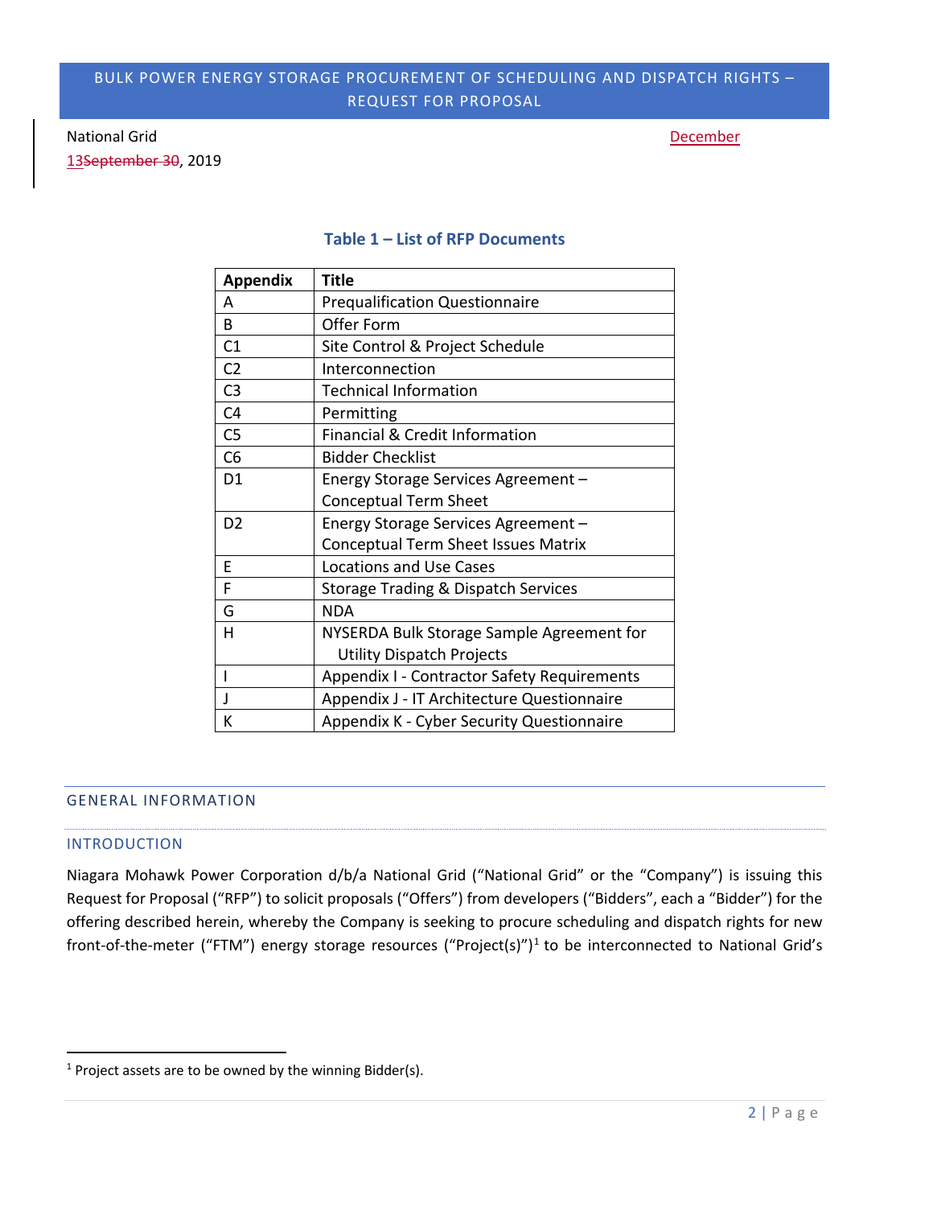BULK POWER ENERGY STORAGE PROCUREMENT OF SCHEDULING AND DISPATCH RIGHTS – REQUEST FOR PROPOSAL

National Grid December 13~~September 30~~, 2019

### Table 1 – List of RFP Documents

| Appendix | Title |
|---|---|
| A | Prequalification Questionnaire |
| B | Offer Form |
| C1 | Site Control & Project Schedule |
| C2 | Interconnection |
| C3 | Technical Information |
| C4 | Permitting |
| C5 | Financial & Credit Information |
| C6 | Bidder Checklist |
| D1 | Energy Storage Services Agreement – Conceptual Term Sheet |
| D2 | Energy Storage Services Agreement – Conceptual Term Sheet Issues Matrix |
| E | Locations and Use Cases |
| F | Storage Trading & Dispatch Services |
| G | NDA |
| H | NYSERDA Bulk Storage Sample Agreement for Utility Dispatch Projects |
| I | Appendix I - Contractor Safety Requirements |
| J | Appendix J - IT Architecture Questionnaire |
| K | Appendix K - Cyber Security Questionnaire |

## GENERAL INFORMATION

### INTRODUCTION

Niagara Mohawk Power Corporation d/b/a National Grid ("National Grid" or the "Company") is issuing this Request for Proposal ("RFP") to solicit proposals ("Offers") from developers ("Bidders", each a "Bidder") for the offering described herein, whereby the Company is seeking to procure scheduling and dispatch rights for new front-of-the-meter ("FTM") energy storage resources ("Project(s)")[1] to be interconnected to National Grid's

[1] Project assets are to be owned by the winning Bidder(s).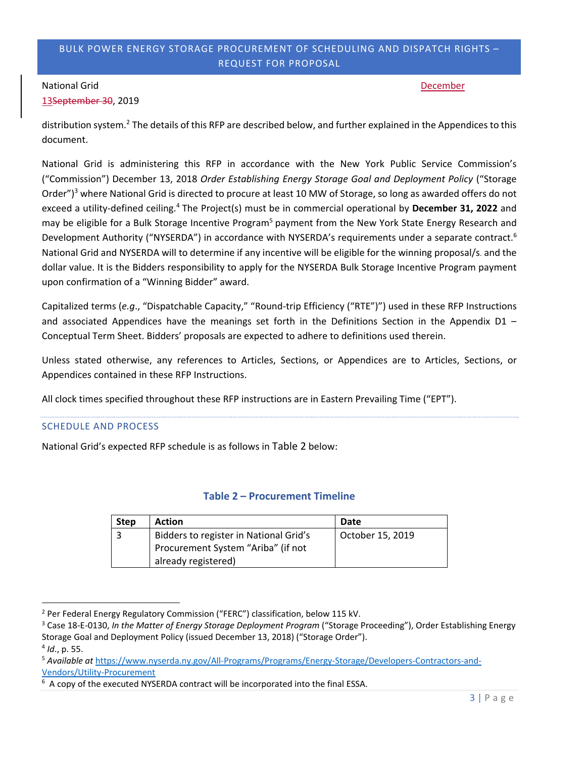distribution system.[2] The details of this RFP are described below, and further explained in the Appendices to this document.

National Grid is administering this RFP in accordance with the New York Public Service Commission's ("Commission") December 13, 2018 *Order Establishing Energy Storage Goal and Deployment Policy* ("Storage Order")[3] where National Grid is directed to procure at least 10 MW of Storage, so long as awarded offers do not exceed a utility-defined ceiling.[4] The Project(s) must be in commercial operational by **December 31, 2022** and may be eligible for a Bulk Storage Incentive Program[5] payment from the New York State Energy Research and Development Authority ("NYSERDA") in accordance with NYSERDA's requirements under a separate contract.[6] National Grid and NYSERDA will to determine if any incentive will be eligible for the winning proposal/s. and the dollar value. It is the Bidders responsibility to apply for the NYSERDA Bulk Storage Incentive Program payment upon confirmation of a "Winning Bidder" award.

Capitalized terms (*e.g.*, "Dispatchable Capacity," "Round-trip Efficiency ("RTE")") used in these RFP Instructions and associated Appendices have the meanings set forth in the Definitions Section in the Appendix D1 – Conceptual Term Sheet. Bidders' proposals are expected to adhere to definitions used therein.

Unless stated otherwise, any references to Articles, Sections, or Appendices are to Articles, Sections, or Appendices contained in these RFP Instructions.

All clock times specified throughout these RFP instructions are in Eastern Prevailing Time ("EPT").

## SCHEDULE AND PROCESS

National Grid's expected RFP schedule is as follows in Table 2 below:

**Table 2 – Procurement Timeline**

| Step | Action | Date |
|---|---|---|
| 3 | Bidders to register in National Grid's Procurement System "Ariba" (if not already registered) | October 15, 2019 |

[2] Per Federal Energy Regulatory Commission ("FERC") classification, below 115 kV.

[3] Case 18-E-0130, *In the Matter of Energy Storage Deployment Program* ("Storage Proceeding"), Order Establishing Energy Storage Goal and Deployment Policy (issued December 13, 2018) ("Storage Order").

[4] *Id.*, p. 55.

[5] *Available at* https://www.nyserda.ny.gov/All-Programs/Programs/Energy-Storage/Developers-Contractors-and-Vendors/Utility-Procurement

[6] A copy of the executed NYSERDA contract will be incorporated into the final ESSA.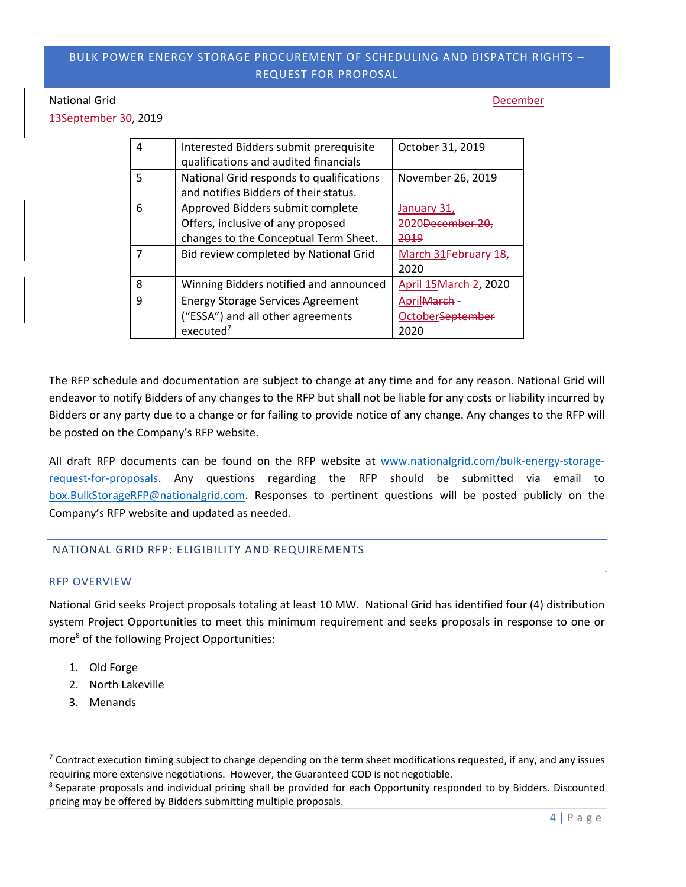National Grid December 13~~September 30~~, 2019

| | | |
|---|---|---|
| 4 | Interested Bidders submit prerequisite qualifications and audited financials | October 31, 2019 |
| 5 | National Grid responds to qualifications and notifies Bidders of their status. | November 26, 2019 |
| 6 | Approved Bidders submit complete Offers, inclusive of any proposed changes to the Conceptual Term Sheet. | January 31, 2020~~December 20, 2019~~ |
| 7 | Bid review completed by National Grid | March 31~~February 18~~, 2020 |
| 8 | Winning Bidders notified and announced | April 15~~March 2~~, 2020 |
| 9 | Energy Storage Services Agreement ("ESSA") and all other agreements executed[7] | April~~March~~ - October~~September~~ 2020 |

The RFP schedule and documentation are subject to change at any time and for any reason. National Grid will endeavor to notify Bidders of any changes to the RFP but shall not be liable for any costs or liability incurred by Bidders or any party due to a change or for failing to provide notice of any change. Any changes to the RFP will be posted on the Company's RFP website.

All draft RFP documents can be found on the RFP website at www.nationalgrid.com/bulk-energy-storage-request-for-proposals. Any questions regarding the RFP should be submitted via email to box.BulkStorageRFP@nationalgrid.com. Responses to pertinent questions will be posted publicly on the Company's RFP website and updated as needed.

## NATIONAL GRID RFP: ELIGIBILITY AND REQUIREMENTS

### RFP OVERVIEW

National Grid seeks Project proposals totaling at least 10 MW. National Grid has identified four (4) distribution system Project Opportunities to meet this minimum requirement and seeks proposals in response to one or more[8] of the following Project Opportunities:

1. Old Forge
2. North Lakeville
3. Menands

---

[7] Contract execution timing subject to change depending on the term sheet modifications requested, if any, and any issues requiring more extensive negotiations. However, the Guaranteed COD is not negotiable.

[8] Separate proposals and individual pricing shall be provided for each Opportunity responded to by Bidders. Discounted pricing may be offered by Bidders submitting multiple proposals.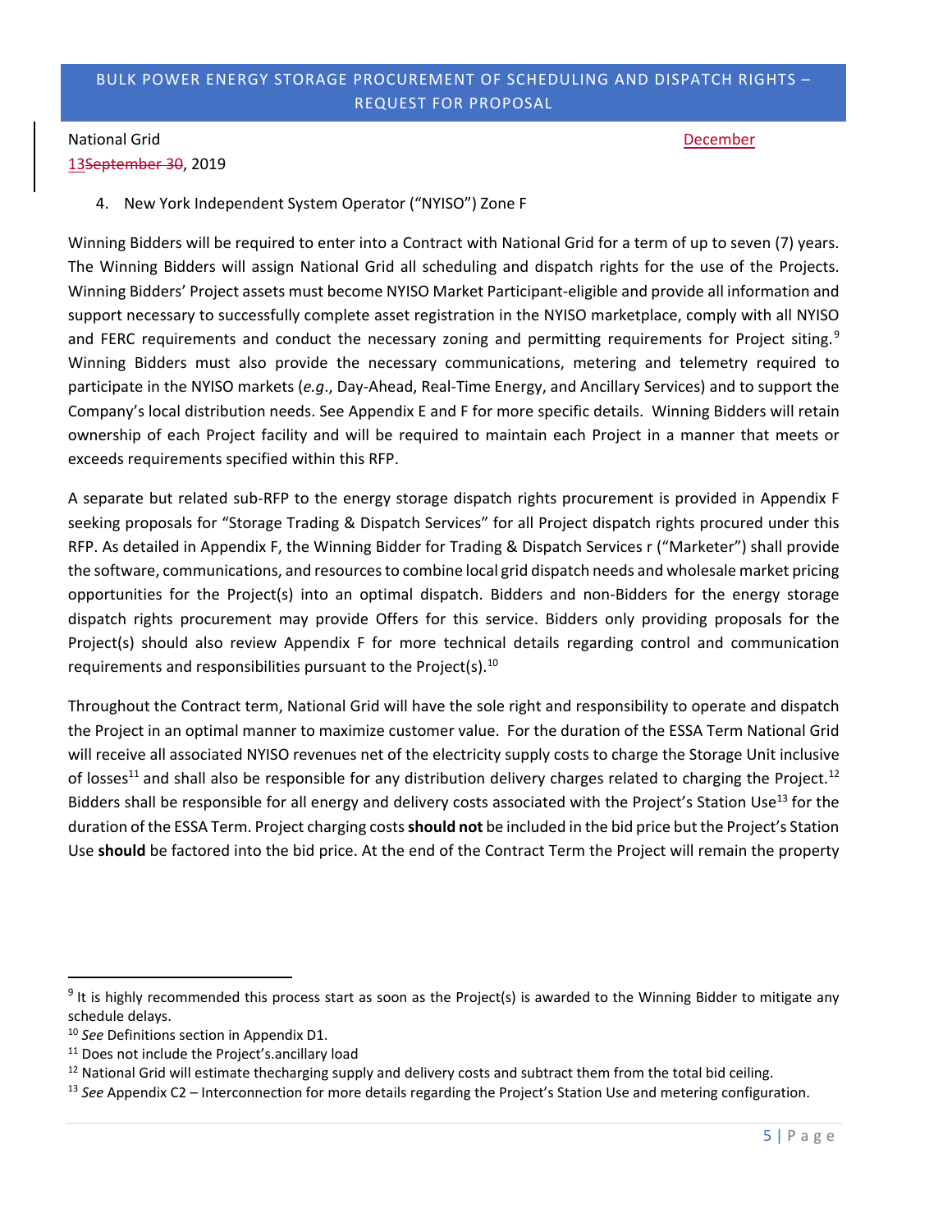4. New York Independent System Operator ("NYISO") Zone F

Winning Bidders will be required to enter into a Contract with National Grid for a term of up to seven (7) years. The Winning Bidders will assign National Grid all scheduling and dispatch rights for the use of the Projects. Winning Bidders' Project assets must become NYISO Market Participant-eligible and provide all information and support necessary to successfully complete asset registration in the NYISO marketplace, comply with all NYISO and FERC requirements and conduct the necessary zoning and permitting requirements for Project siting.[9] Winning Bidders must also provide the necessary communications, metering and telemetry required to participate in the NYISO markets (*e.g*., Day-Ahead, Real-Time Energy, and Ancillary Services) and to support the Company's local distribution needs. See Appendix E and F for more specific details. Winning Bidders will retain ownership of each Project facility and will be required to maintain each Project in a manner that meets or exceeds requirements specified within this RFP.

A separate but related sub-RFP to the energy storage dispatch rights procurement is provided in Appendix F seeking proposals for "Storage Trading & Dispatch Services" for all Project dispatch rights procured under this RFP. As detailed in Appendix F, the Winning Bidder for Trading & Dispatch Services r ("Marketer") shall provide the software, communications, and resources to combine local grid dispatch needs and wholesale market pricing opportunities for the Project(s) into an optimal dispatch. Bidders and non-Bidders for the energy storage dispatch rights procurement may provide Offers for this service. Bidders only providing proposals for the Project(s) should also review Appendix F for more technical details regarding control and communication requirements and responsibilities pursuant to the Project(s).[10]

Throughout the Contract term, National Grid will have the sole right and responsibility to operate and dispatch the Project in an optimal manner to maximize customer value. For the duration of the ESSA Term National Grid will receive all associated NYISO revenues net of the electricity supply costs to charge the Storage Unit inclusive of losses[11] and shall also be responsible for any distribution delivery charges related to charging the Project.[12] Bidders shall be responsible for all energy and delivery costs associated with the Project's Station Use[13] for the duration of the ESSA Term. Project charging costs **should not** be included in the bid price but the Project's Station Use **should** be factored into the bid price. At the end of the Contract Term the Project will remain the property

[9] It is highly recommended this process start as soon as the Project(s) is awarded to the Winning Bidder to mitigate any schedule delays.

[10] *See* Definitions section in Appendix D1.

[11] Does not include the Project's.ancillary load

[12] National Grid will estimate thecharging supply and delivery costs and subtract them from the total bid ceiling.

[13] *See* Appendix C2 – Interconnection for more details regarding the Project's Station Use and metering configuration.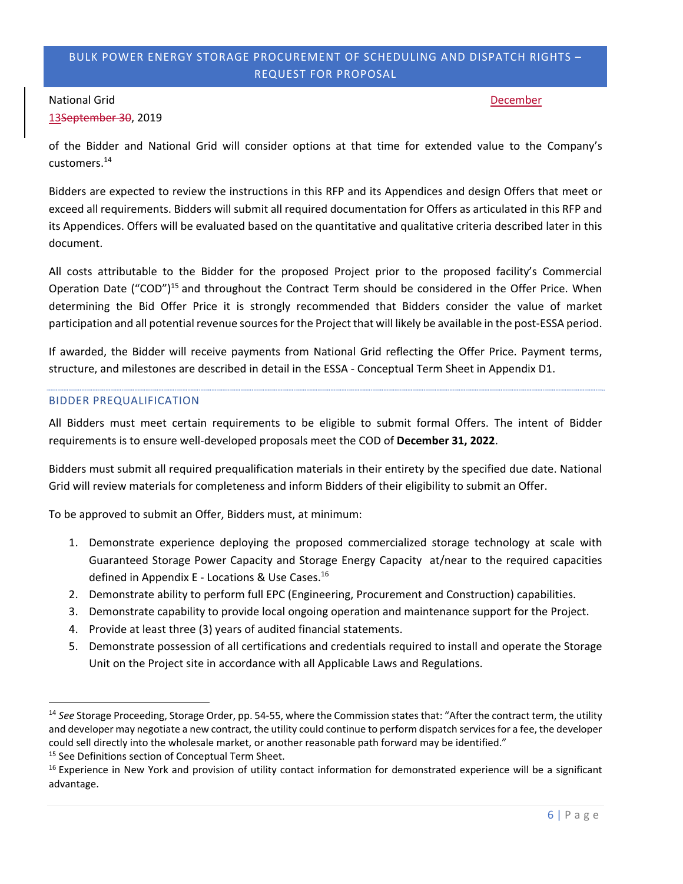of the Bidder and National Grid will consider options at that time for extended value to the Company's customers.[14]

Bidders are expected to review the instructions in this RFP and its Appendices and design Offers that meet or exceed all requirements. Bidders will submit all required documentation for Offers as articulated in this RFP and its Appendices. Offers will be evaluated based on the quantitative and qualitative criteria described later in this document.

All costs attributable to the Bidder for the proposed Project prior to the proposed facility's Commercial Operation Date ("COD")[15] and throughout the Contract Term should be considered in the Offer Price. When determining the Bid Offer Price it is strongly recommended that Bidders consider the value of market participation and all potential revenue sources for the Project that will likely be available in the post-ESSA period.

If awarded, the Bidder will receive payments from National Grid reflecting the Offer Price. Payment terms, structure, and milestones are described in detail in the ESSA - Conceptual Term Sheet in Appendix D1.

## BIDDER PREQUALIFICATION

All Bidders must meet certain requirements to be eligible to submit formal Offers. The intent of Bidder requirements is to ensure well-developed proposals meet the COD of **December 31, 2022**.

Bidders must submit all required prequalification materials in their entirety by the specified due date. National Grid will review materials for completeness and inform Bidders of their eligibility to submit an Offer.

To be approved to submit an Offer, Bidders must, at minimum:

1. Demonstrate experience deploying the proposed commercialized storage technology at scale with Guaranteed Storage Power Capacity and Storage Energy Capacity at/near to the required capacities defined in Appendix E - Locations & Use Cases.[16]
2. Demonstrate ability to perform full EPC (Engineering, Procurement and Construction) capabilities.
3. Demonstrate capability to provide local ongoing operation and maintenance support for the Project.
4. Provide at least three (3) years of audited financial statements.
5. Demonstrate possession of all certifications and credentials required to install and operate the Storage Unit on the Project site in accordance with all Applicable Laws and Regulations.

---

[14] *See* Storage Proceeding, Storage Order, pp. 54-55, where the Commission states that: "After the contract term, the utility and developer may negotiate a new contract, the utility could continue to perform dispatch services for a fee, the developer could sell directly into the wholesale market, or another reasonable path forward may be identified."

[15] See Definitions section of Conceptual Term Sheet.

[16] Experience in New York and provision of utility contact information for demonstrated experience will be a significant advantage.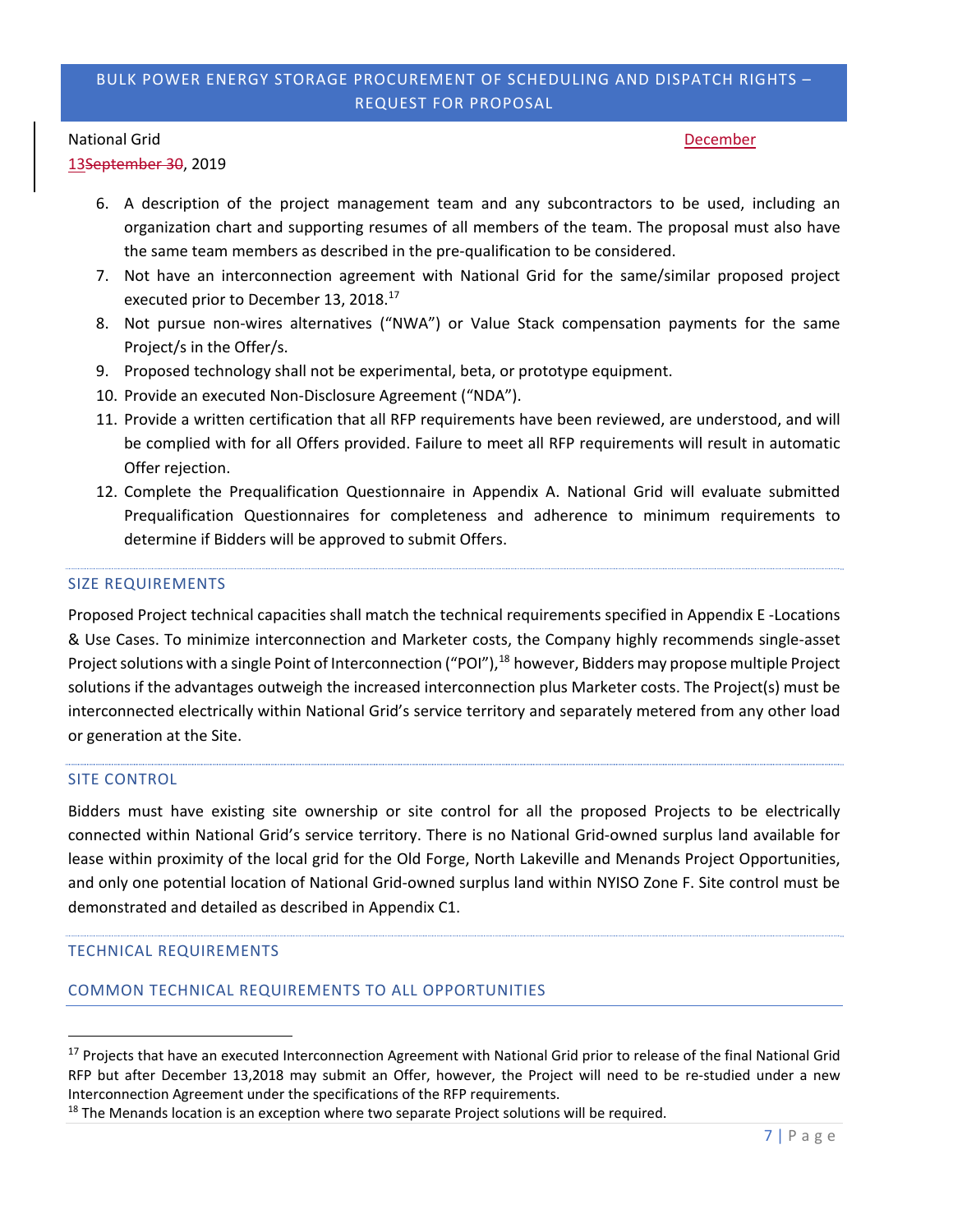6. A description of the project management team and any subcontractors to be used, including an organization chart and supporting resumes of all members of the team. The proposal must also have the same team members as described in the pre-qualification to be considered.
7. Not have an interconnection agreement with National Grid for the same/similar proposed project executed prior to December 13, 2018.[17]
8. Not pursue non-wires alternatives ("NWA") or Value Stack compensation payments for the same Project/s in the Offer/s.
9. Proposed technology shall not be experimental, beta, or prototype equipment.
10. Provide an executed Non-Disclosure Agreement ("NDA").
11. Provide a written certification that all RFP requirements have been reviewed, are understood, and will be complied with for all Offers provided. Failure to meet all RFP requirements will result in automatic Offer rejection.
12. Complete the Prequalification Questionnaire in Appendix A. National Grid will evaluate submitted Prequalification Questionnaires for completeness and adherence to minimum requirements to determine if Bidders will be approved to submit Offers.

## SIZE REQUIREMENTS

Proposed Project technical capacities shall match the technical requirements specified in Appendix E -Locations & Use Cases. To minimize interconnection and Marketer costs, the Company highly recommends single-asset Project solutions with a single Point of Interconnection ("POI"),[18] however, Bidders may propose multiple Project solutions if the advantages outweigh the increased interconnection plus Marketer costs. The Project(s) must be interconnected electrically within National Grid's service territory and separately metered from any other load or generation at the Site.

## SITE CONTROL

Bidders must have existing site ownership or site control for all the proposed Projects to be electrically connected within National Grid's service territory. There is no National Grid-owned surplus land available for lease within proximity of the local grid for the Old Forge, North Lakeville and Menands Project Opportunities, and only one potential location of National Grid-owned surplus land within NYISO Zone F. Site control must be demonstrated and detailed as described in Appendix C1.

## TECHNICAL REQUIREMENTS

### COMMON TECHNICAL REQUIREMENTS TO ALL OPPORTUNITIES

[17] Projects that have an executed Interconnection Agreement with National Grid prior to release of the final National Grid RFP but after December 13,2018 may submit an Offer, however, the Project will need to be re-studied under a new Interconnection Agreement under the specifications of the RFP requirements.

[18] The Menands location is an exception where two separate Project solutions will be required.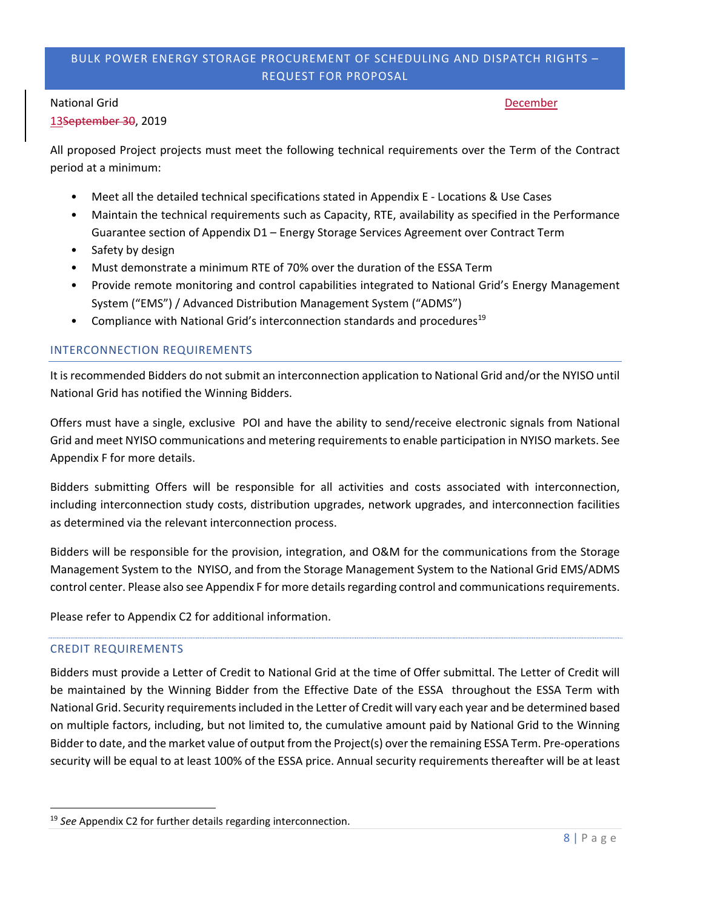All proposed Project projects must meet the following technical requirements over the Term of the Contract period at a minimum:

- Meet all the detailed technical specifications stated in Appendix E - Locations & Use Cases
- Maintain the technical requirements such as Capacity, RTE, availability as specified in the Performance Guarantee section of Appendix D1 – Energy Storage Services Agreement over Contract Term
- Safety by design
- Must demonstrate a minimum RTE of 70% over the duration of the ESSA Term
- Provide remote monitoring and control capabilities integrated to National Grid's Energy Management System ("EMS") / Advanced Distribution Management System ("ADMS")
- Compliance with National Grid's interconnection standards and procedures[19]

### INTERCONNECTION REQUIREMENTS

It is recommended Bidders do not submit an interconnection application to National Grid and/or the NYISO until National Grid has notified the Winning Bidders.

Offers must have a single, exclusive POI and have the ability to send/receive electronic signals from National Grid and meet NYISO communications and metering requirements to enable participation in NYISO markets. See Appendix F for more details.

Bidders submitting Offers will be responsible for all activities and costs associated with interconnection, including interconnection study costs, distribution upgrades, network upgrades, and interconnection facilities as determined via the relevant interconnection process.

Bidders will be responsible for the provision, integration, and O&M for the communications from the Storage Management System to the NYISO, and from the Storage Management System to the National Grid EMS/ADMS control center. Please also see Appendix F for more details regarding control and communications requirements.

Please refer to Appendix C2 for additional information.

### CREDIT REQUIREMENTS

Bidders must provide a Letter of Credit to National Grid at the time of Offer submittal. The Letter of Credit will be maintained by the Winning Bidder from the Effective Date of the ESSA throughout the ESSA Term with National Grid. Security requirements included in the Letter of Credit will vary each year and be determined based on multiple factors, including, but not limited to, the cumulative amount paid by National Grid to the Winning Bidder to date, and the market value of output from the Project(s) over the remaining ESSA Term. Pre-operations security will be equal to at least 100% of the ESSA price. Annual security requirements thereafter will be at least

[19] *See* Appendix C2 for further details regarding interconnection.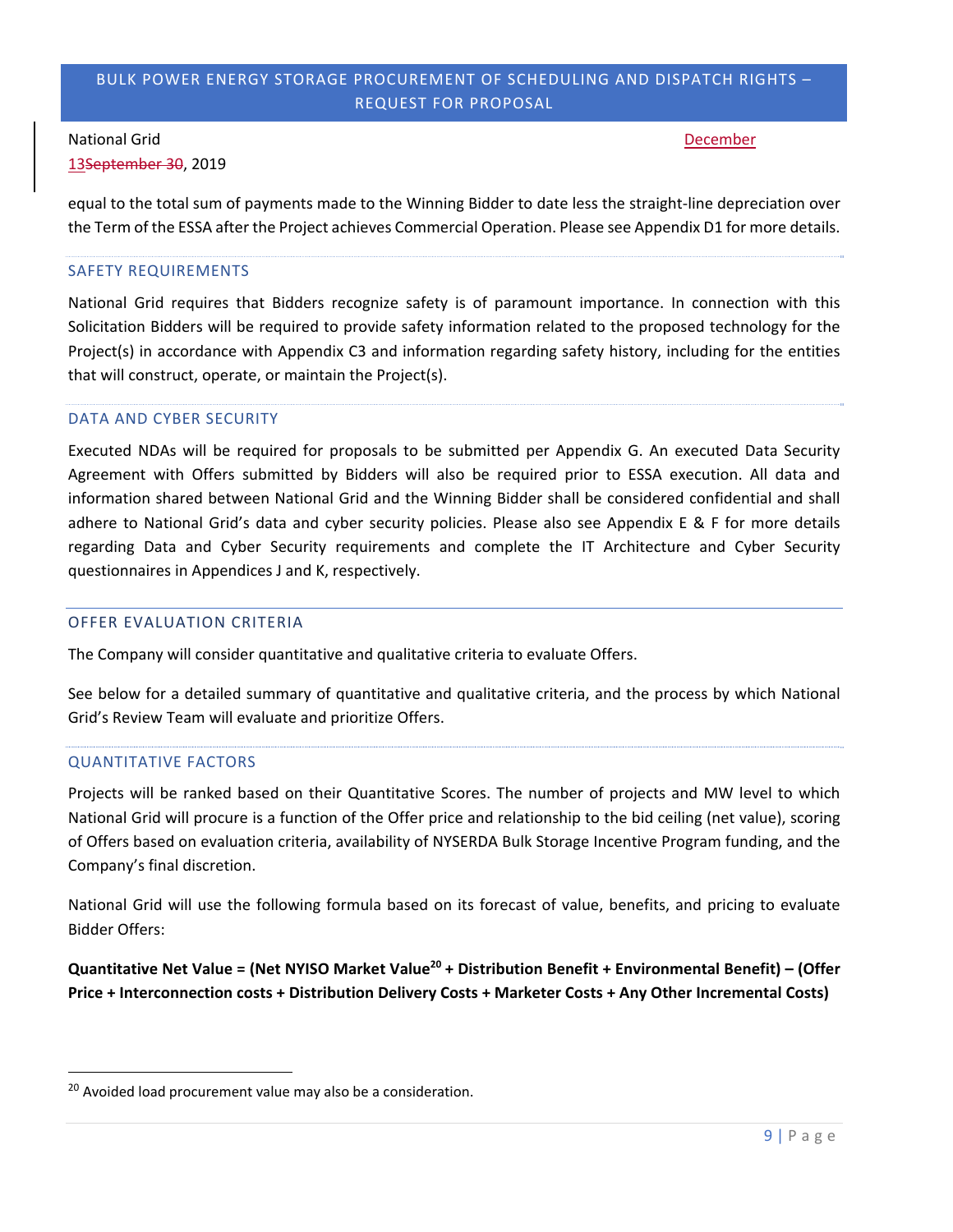equal to the total sum of payments made to the Winning Bidder to date less the straight-line depreciation over the Term of the ESSA after the Project achieves Commercial Operation. Please see Appendix D1 for more details.

## SAFETY REQUIREMENTS

National Grid requires that Bidders recognize safety is of paramount importance. In connection with this Solicitation Bidders will be required to provide safety information related to the proposed technology for the Project(s) in accordance with Appendix C3 and information regarding safety history, including for the entities that will construct, operate, or maintain the Project(s).

## DATA AND CYBER SECURITY

Executed NDAs will be required for proposals to be submitted per Appendix G. An executed Data Security Agreement with Offers submitted by Bidders will also be required prior to ESSA execution. All data and information shared between National Grid and the Winning Bidder shall be considered confidential and shall adhere to National Grid's data and cyber security policies. Please also see Appendix E & F for more details regarding Data and Cyber Security requirements and complete the IT Architecture and Cyber Security questionnaires in Appendices J and K, respectively.

## OFFER EVALUATION CRITERIA

The Company will consider quantitative and qualitative criteria to evaluate Offers.

See below for a detailed summary of quantitative and qualitative criteria, and the process by which National Grid's Review Team will evaluate and prioritize Offers.

### QUANTITATIVE FACTORS

Projects will be ranked based on their Quantitative Scores. The number of projects and MW level to which National Grid will procure is a function of the Offer price and relationship to the bid ceiling (net value), scoring of Offers based on evaluation criteria, availability of NYSERDA Bulk Storage Incentive Program funding, and the Company's final discretion.

National Grid will use the following formula based on its forecast of value, benefits, and pricing to evaluate Bidder Offers:

**Quantitative Net Value = (Net NYISO Market Value[20] + Distribution Benefit + Environmental Benefit) – (Offer Price + Interconnection costs + Distribution Delivery Costs + Marketer Costs + Any Other Incremental Costs)**

---

[20] Avoided load procurement value may also be a consideration.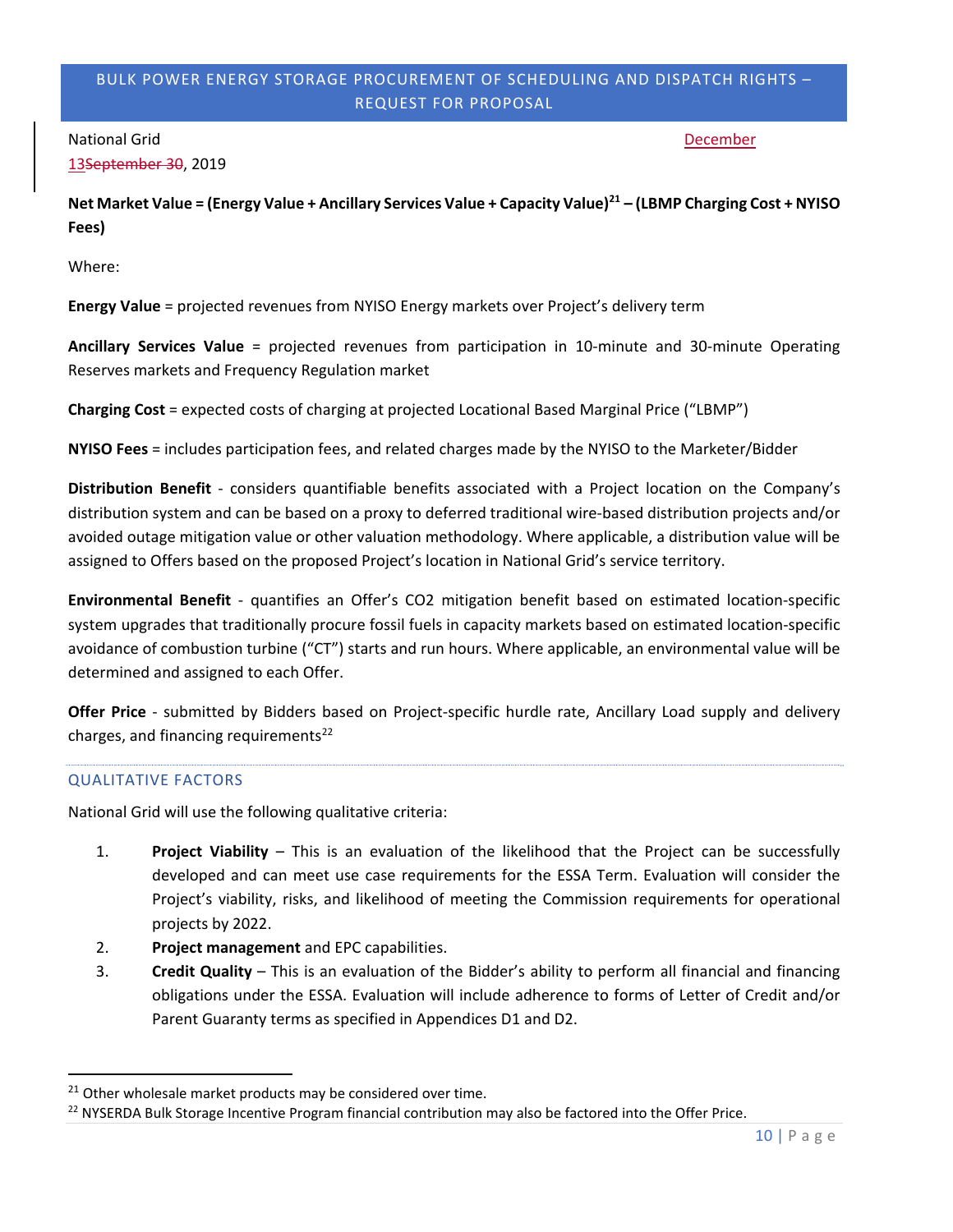**Net Market Value = (Energy Value + Ancillary Services Value + Capacity Value)[21] – (LBMP Charging Cost + NYISO Fees)**

Where:

**Energy Value** = projected revenues from NYISO Energy markets over Project's delivery term

**Ancillary Services Value** = projected revenues from participation in 10-minute and 30-minute Operating Reserves markets and Frequency Regulation market

**Charging Cost** = expected costs of charging at projected Locational Based Marginal Price ("LBMP")

**NYISO Fees** = includes participation fees, and related charges made by the NYISO to the Marketer/Bidder

**Distribution Benefit** - considers quantifiable benefits associated with a Project location on the Company's distribution system and can be based on a proxy to deferred traditional wire-based distribution projects and/or avoided outage mitigation value or other valuation methodology. Where applicable, a distribution value will be assigned to Offers based on the proposed Project's location in National Grid's service territory.

**Environmental Benefit** - quantifies an Offer's $CO_2$ mitigation benefit based on estimated location-specific system upgrades that traditionally procure fossil fuels in capacity markets based on estimated location-specific avoidance of combustion turbine ("CT") starts and run hours. Where applicable, an environmental value will be determined and assigned to each Offer.

**Offer Price** - submitted by Bidders based on Project-specific hurdle rate, Ancillary Load supply and delivery charges, and financing requirements[22]

## QUALITATIVE FACTORS

National Grid will use the following qualitative criteria:

1. **Project Viability** – This is an evaluation of the likelihood that the Project can be successfully developed and can meet use case requirements for the ESSA Term. Evaluation will consider the Project's viability, risks, and likelihood of meeting the Commission requirements for operational projects by 2022.
2. **Project management** and EPC capabilities.
3. **Credit Quality** – This is an evaluation of the Bidder's ability to perform all financial and financing obligations under the ESSA. Evaluation will include adherence to forms of Letter of Credit and/or Parent Guaranty terms as specified in Appendices D1 and D2.

[21] Other wholesale market products may be considered over time.

[22] NYSERDA Bulk Storage Incentive Program financial contribution may also be factored into the Offer Price.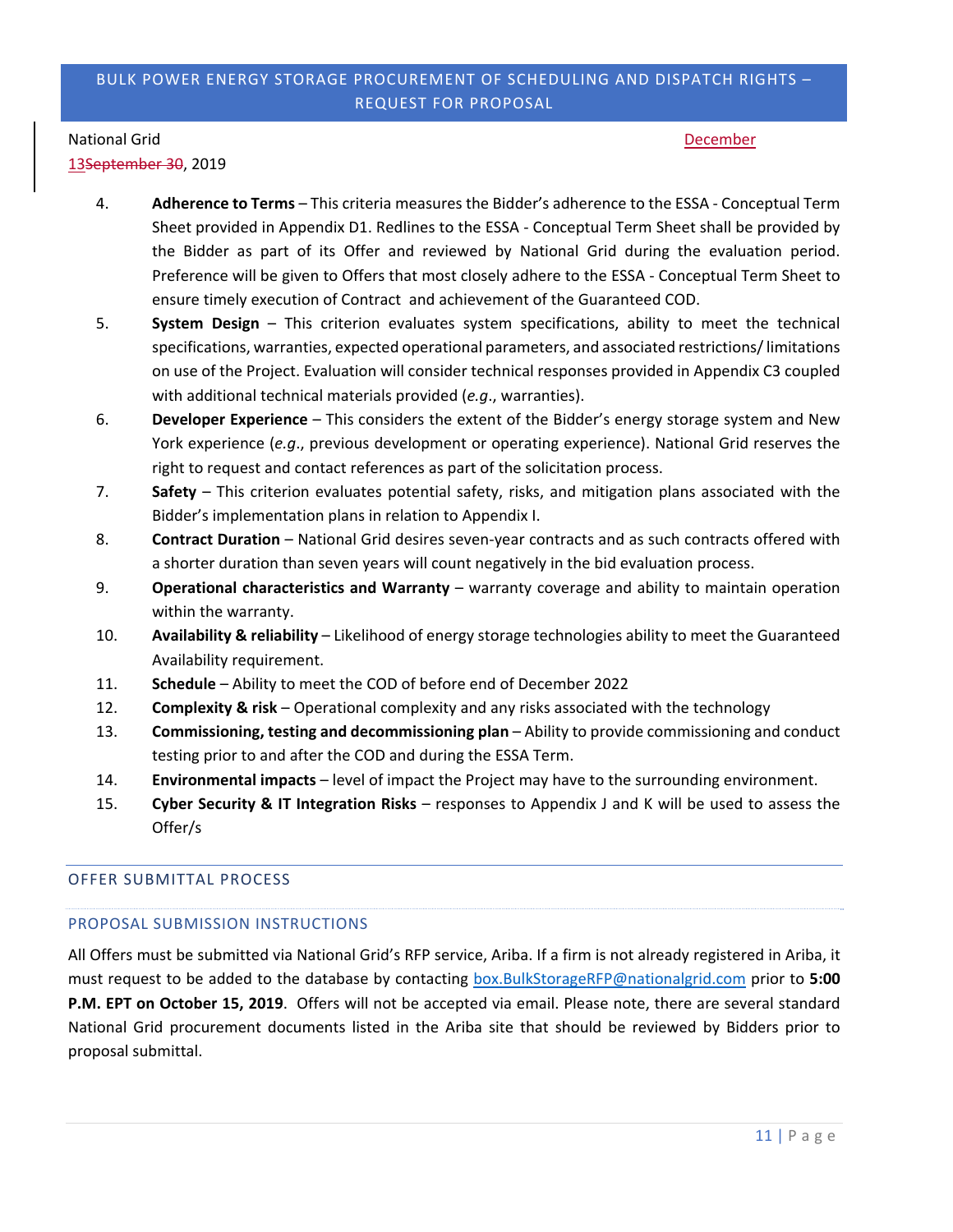4. **Adherence to Terms** – This criteria measures the Bidder's adherence to the ESSA - Conceptual Term Sheet provided in Appendix D1. Redlines to the ESSA - Conceptual Term Sheet shall be provided by the Bidder as part of its Offer and reviewed by National Grid during the evaluation period. Preference will be given to Offers that most closely adhere to the ESSA - Conceptual Term Sheet to ensure timely execution of Contract and achievement of the Guaranteed COD.
5. **System Design** – This criterion evaluates system specifications, ability to meet the technical specifications, warranties, expected operational parameters, and associated restrictions/ limitations on use of the Project. Evaluation will consider technical responses provided in Appendix C3 coupled with additional technical materials provided (*e.g.*, warranties).
6. **Developer Experience** – This considers the extent of the Bidder's energy storage system and New York experience (*e.g.*, previous development or operating experience). National Grid reserves the right to request and contact references as part of the solicitation process.
7. **Safety** – This criterion evaluates potential safety, risks, and mitigation plans associated with the Bidder's implementation plans in relation to Appendix I.
8. **Contract Duration** – National Grid desires seven-year contracts and as such contracts offered with a shorter duration than seven years will count negatively in the bid evaluation process.
9. **Operational characteristics and Warranty** – warranty coverage and ability to maintain operation within the warranty.
10. **Availability & reliability** – Likelihood of energy storage technologies ability to meet the Guaranteed Availability requirement.
11. **Schedule** – Ability to meet the COD of before end of December 2022
12. **Complexity & risk** – Operational complexity and any risks associated with the technology
13. **Commissioning, testing and decommissioning plan** – Ability to provide commissioning and conduct testing prior to and after the COD and during the ESSA Term.
14. **Environmental impacts** – level of impact the Project may have to the surrounding environment.
15. **Cyber Security & IT Integration Risks** – responses to Appendix J and K will be used to assess the Offer/s

## OFFER SUBMITTAL PROCESS

### PROPOSAL SUBMISSION INSTRUCTIONS

All Offers must be submitted via National Grid's RFP service, Ariba. If a firm is not already registered in Ariba, it must request to be added to the database by contacting box.BulkStorageRFP@nationalgrid.com prior to **5:00 P.M. EPT on October 15, 2019**. Offers will not be accepted via email. Please note, there are several standard National Grid procurement documents listed in the Ariba site that should be reviewed by Bidders prior to proposal submittal.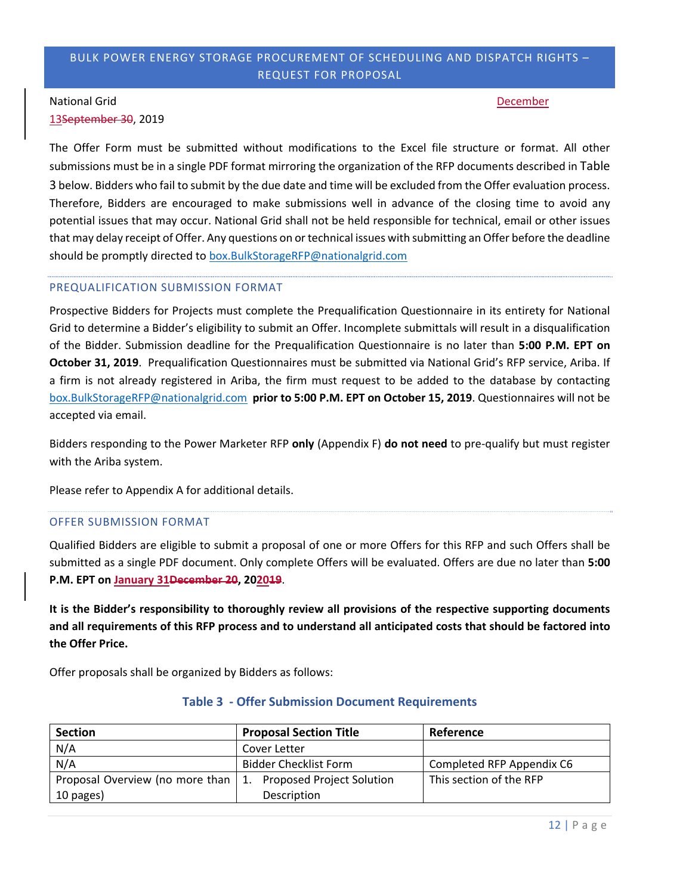National Grid December ~~13September 30~~, 2019

The Offer Form must be submitted without modifications to the Excel file structure or format. All other submissions must be in a single PDF format mirroring the organization of the RFP documents described in Table 3 below. Bidders who fail to submit by the due date and time will be excluded from the Offer evaluation process. Therefore, Bidders are encouraged to make submissions well in advance of the closing time to avoid any potential issues that may occur. National Grid shall not be held responsible for technical, email or other issues that may delay receipt of Offer. Any questions on or technical issues with submitting an Offer before the deadline should be promptly directed to box.BulkStorageRFP@nationalgrid.com

## PREQUALIFICATION SUBMISSION FORMAT

Prospective Bidders for Projects must complete the Prequalification Questionnaire in its entirety for National Grid to determine a Bidder's eligibility to submit an Offer. Incomplete submittals will result in a disqualification of the Bidder. Submission deadline for the Prequalification Questionnaire is no later than **5:00 P.M. EPT on October 31, 2019**. Prequalification Questionnaires must be submitted via National Grid's RFP service, Ariba. If a firm is not already registered in Ariba, the firm must request to be added to the database by contacting box.BulkStorageRFP@nationalgrid.com **prior to 5:00 P.M. EPT on October 15, 2019**. Questionnaires will not be accepted via email.

Bidders responding to the Power Marketer RFP **only** (Appendix F) **do not need** to pre-qualify but must register with the Ariba system.

Please refer to Appendix A for additional details.

## OFFER SUBMISSION FORMAT

Qualified Bidders are eligible to submit a proposal of one or more Offers for this RFP and such Offers shall be submitted as a single PDF document. Only complete Offers will be evaluated. Offers are due no later than **5:00 P.M. EPT on January 31~~December 20~~, 202~~019~~**.

**It is the Bidder's responsibility to thoroughly review all provisions of the respective supporting documents and all requirements of this RFP process and to understand all anticipated costs that should be factored into the Offer Price.**

Offer proposals shall be organized by Bidders as follows:

**Table 3 - Offer Submission Document Requirements**

| Section | Proposal Section Title | Reference |
|---|---|---|
| N/A | Cover Letter | |
| N/A | Bidder Checklist Form | Completed RFP Appendix C6 |
| Proposal Overview (no more than 10 pages) | 1. Proposed Project Solution Description | This section of the RFP |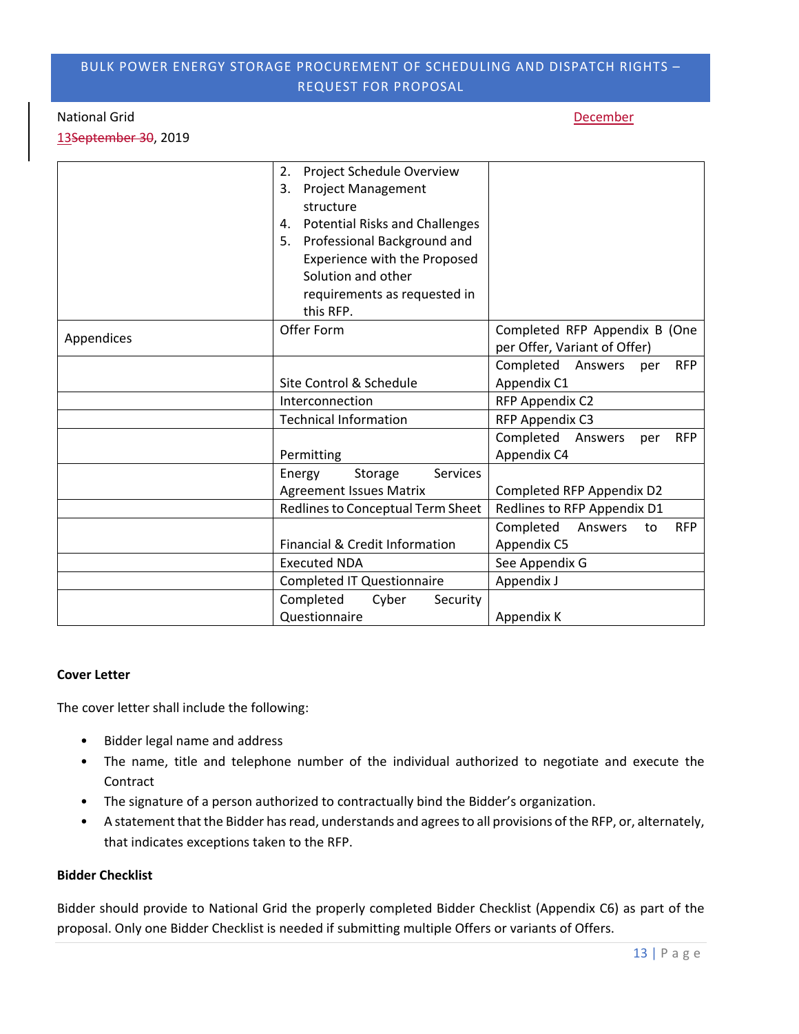| | | |
|---|---|---|
| | 2. Project Schedule Overview<br>3. Project Management structure<br>4. Potential Risks and Challenges<br>5. Professional Background and Experience with the Proposed Solution and other requirements as requested in this RFP. | |
| Appendices | Offer Form | Completed RFP Appendix B (One per Offer, Variant of Offer) |
| | Site Control & Schedule | Completed Answers per RFP Appendix C1 |
| | Interconnection | RFP Appendix C2 |
| | Technical Information | RFP Appendix C3 |
| | Permitting | Completed Answers per RFP Appendix C4 |
| | Energy Storage Services Agreement Issues Matrix | Completed RFP Appendix D2 |
| | Redlines to Conceptual Term Sheet | Redlines to RFP Appendix D1 |
| | Financial & Credit Information | Completed Answers to RFP Appendix C5 |
| | Executed NDA | See Appendix G |
| | Completed IT Questionnaire | Appendix J |
| | Completed Cyber Security Questionnaire | Appendix K |

**Cover Letter**

The cover letter shall include the following:

- Bidder legal name and address
- The name, title and telephone number of the individual authorized to negotiate and execute the Contract
- The signature of a person authorized to contractually bind the Bidder's organization.
- A statement that the Bidder has read, understands and agrees to all provisions of the RFP, or, alternately, that indicates exceptions taken to the RFP.

**Bidder Checklist**

Bidder should provide to National Grid the properly completed Bidder Checklist (Appendix C6) as part of the proposal. Only one Bidder Checklist is needed if submitting multiple Offers or variants of Offers.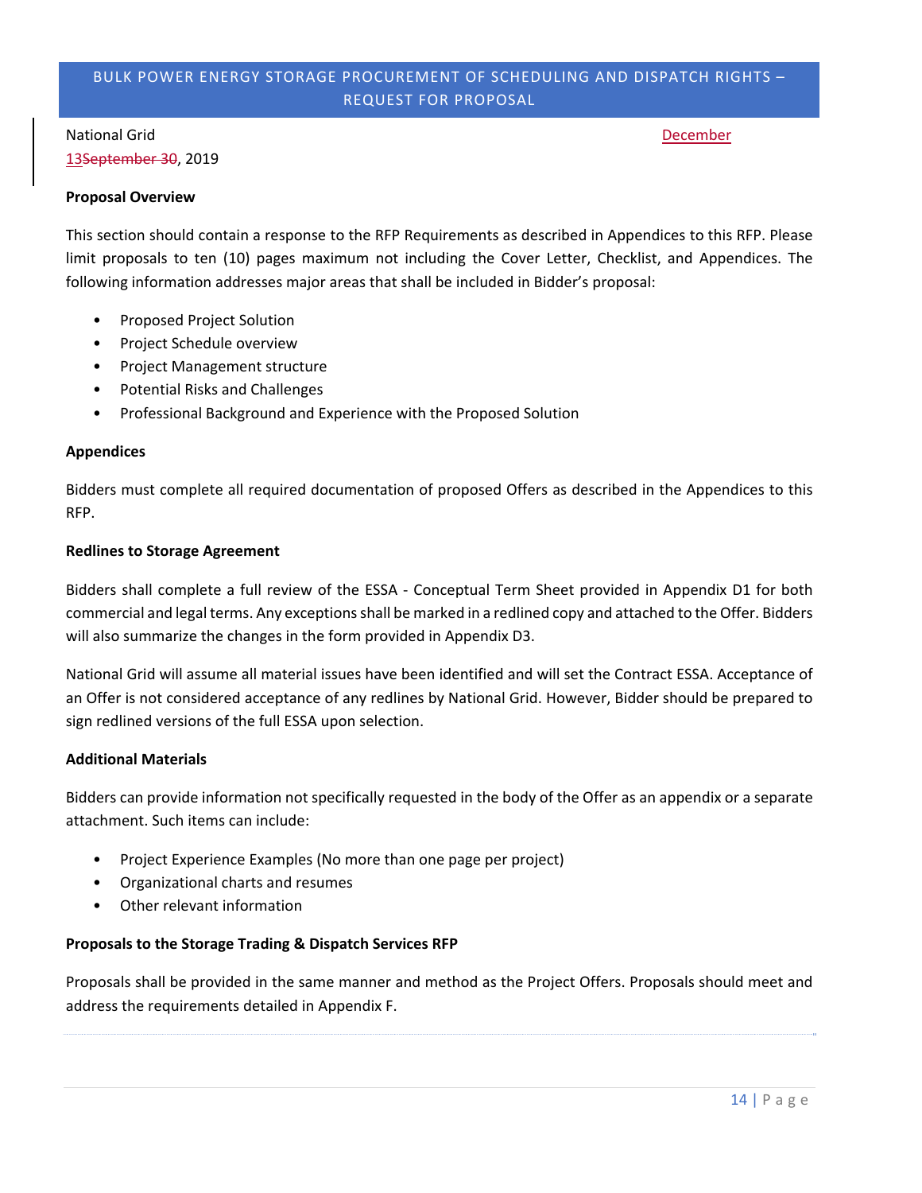**Proposal Overview**

This section should contain a response to the RFP Requirements as described in Appendices to this RFP. Please limit proposals to ten (10) pages maximum not including the Cover Letter, Checklist, and Appendices. The following information addresses major areas that shall be included in Bidder's proposal:

- Proposed Project Solution
- Project Schedule overview
- Project Management structure
- Potential Risks and Challenges
- Professional Background and Experience with the Proposed Solution

**Appendices**

Bidders must complete all required documentation of proposed Offers as described in the Appendices to this RFP.

**Redlines to Storage Agreement**

Bidders shall complete a full review of the ESSA - Conceptual Term Sheet provided in Appendix D1 for both commercial and legal terms. Any exceptions shall be marked in a redlined copy and attached to the Offer. Bidders will also summarize the changes in the form provided in Appendix D3.

National Grid will assume all material issues have been identified and will set the Contract ESSA. Acceptance of an Offer is not considered acceptance of any redlines by National Grid. However, Bidder should be prepared to sign redlined versions of the full ESSA upon selection.

**Additional Materials**

Bidders can provide information not specifically requested in the body of the Offer as an appendix or a separate attachment. Such items can include:

- Project Experience Examples (No more than one page per project)
- Organizational charts and resumes
- Other relevant information

**Proposals to the Storage Trading & Dispatch Services RFP**

Proposals shall be provided in the same manner and method as the Project Offers. Proposals should meet and address the requirements detailed in Appendix F.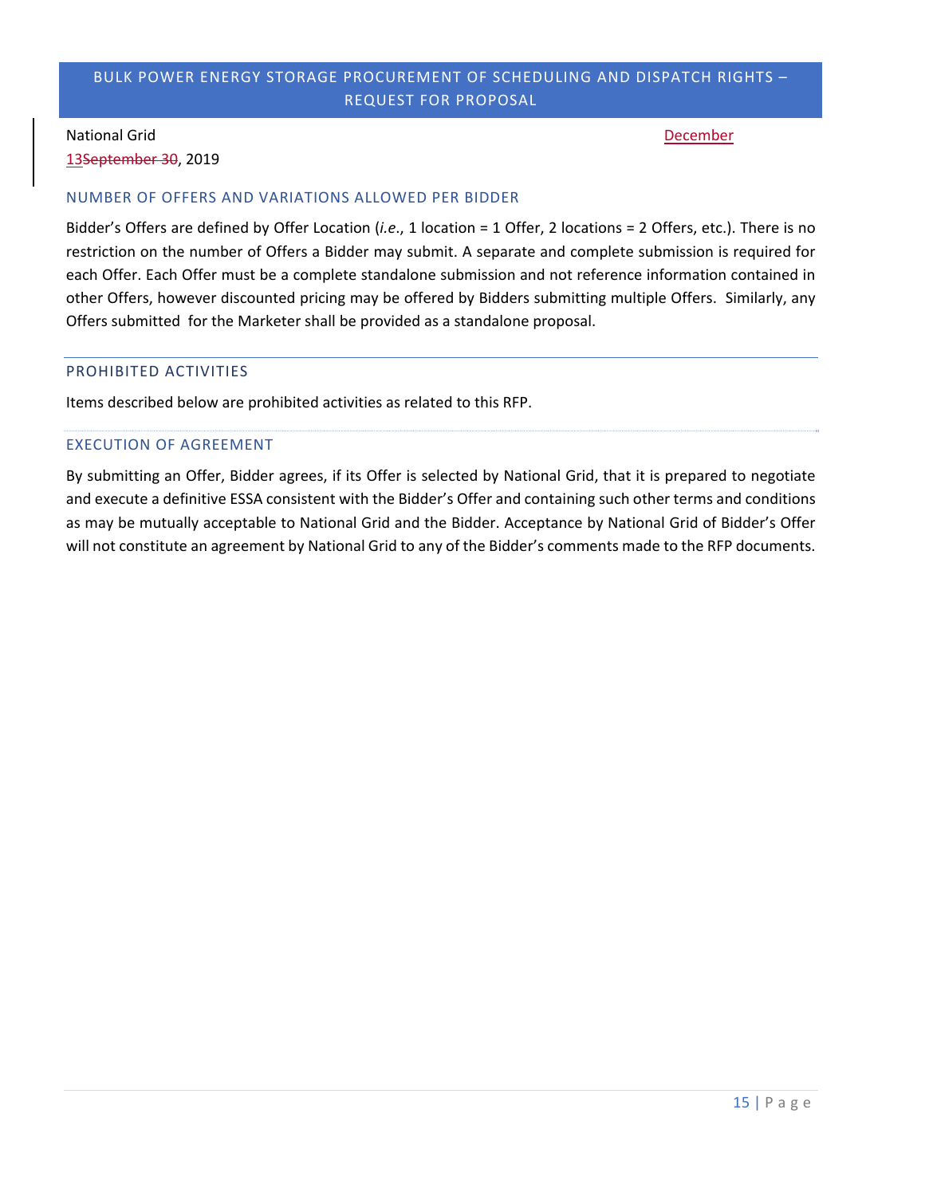## NUMBER OF OFFERS AND VARIATIONS ALLOWED PER BIDDER

Bidder's Offers are defined by Offer Location (*i.e.*, 1 location = 1 Offer, 2 locations = 2 Offers, etc.). There is no restriction on the number of Offers a Bidder may submit. A separate and complete submission is required for each Offer. Each Offer must be a complete standalone submission and not reference information contained in other Offers, however discounted pricing may be offered by Bidders submitting multiple Offers. Similarly, any Offers submitted for the Marketer shall be provided as a standalone proposal.

## PROHIBITED ACTIVITIES

Items described below are prohibited activities as related to this RFP.

## EXECUTION OF AGREEMENT

By submitting an Offer, Bidder agrees, if its Offer is selected by National Grid, that it is prepared to negotiate and execute a definitive ESSA consistent with the Bidder's Offer and containing such other terms and conditions as may be mutually acceptable to National Grid and the Bidder. Acceptance by National Grid of Bidder's Offer will not constitute an agreement by National Grid to any of the Bidder's comments made to the RFP documents.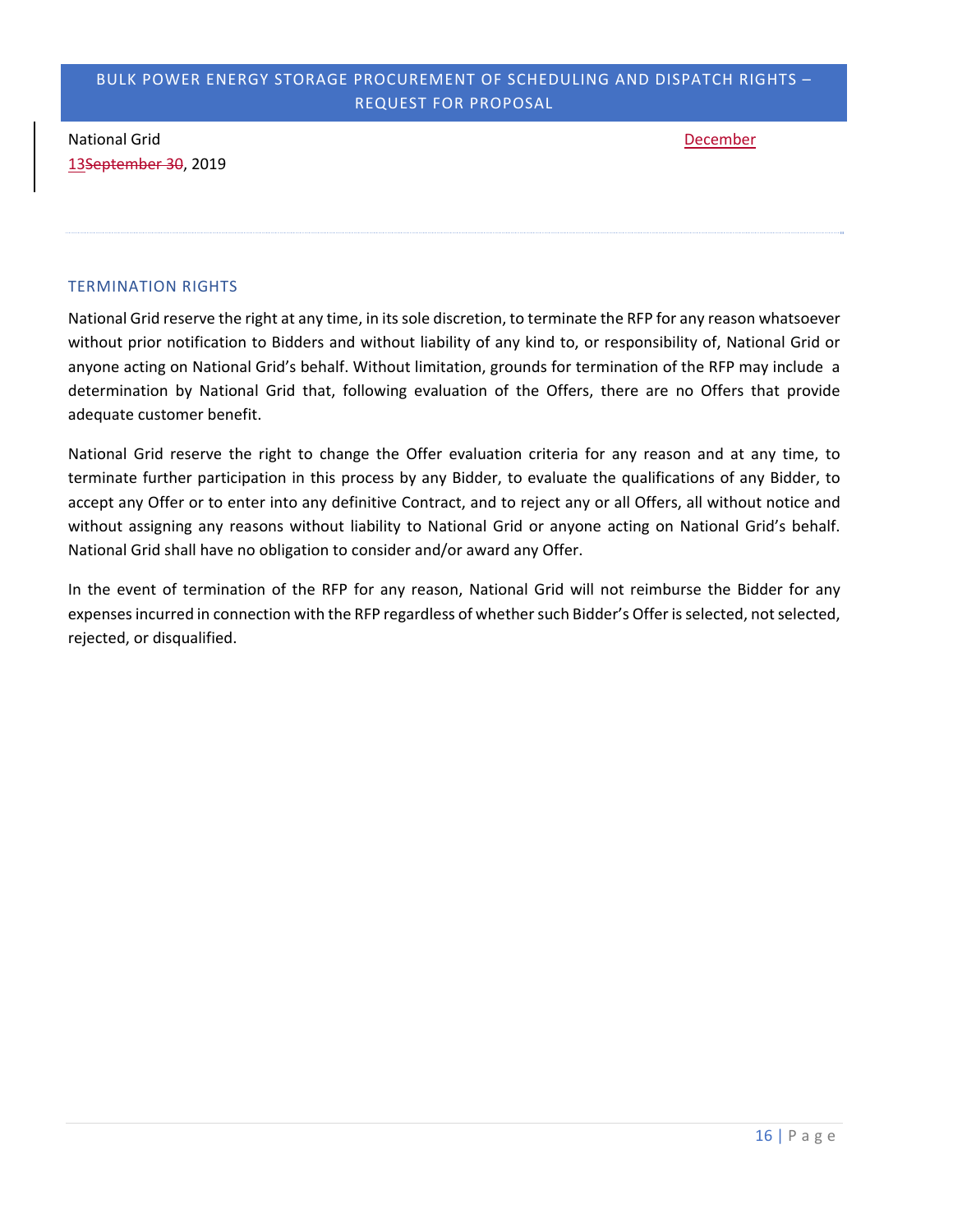## TERMINATION RIGHTS

National Grid reserve the right at any time, in its sole discretion, to terminate the RFP for any reason whatsoever without prior notification to Bidders and without liability of any kind to, or responsibility of, National Grid or anyone acting on National Grid's behalf. Without limitation, grounds for termination of the RFP may include a determination by National Grid that, following evaluation of the Offers, there are no Offers that provide adequate customer benefit.

National Grid reserve the right to change the Offer evaluation criteria for any reason and at any time, to terminate further participation in this process by any Bidder, to evaluate the qualifications of any Bidder, to accept any Offer or to enter into any definitive Contract, and to reject any or all Offers, all without notice and without assigning any reasons without liability to National Grid or anyone acting on National Grid's behalf. National Grid shall have no obligation to consider and/or award any Offer.

In the event of termination of the RFP for any reason, National Grid will not reimburse the Bidder for any expenses incurred in connection with the RFP regardless of whether such Bidder's Offer is selected, not selected, rejected, or disqualified.